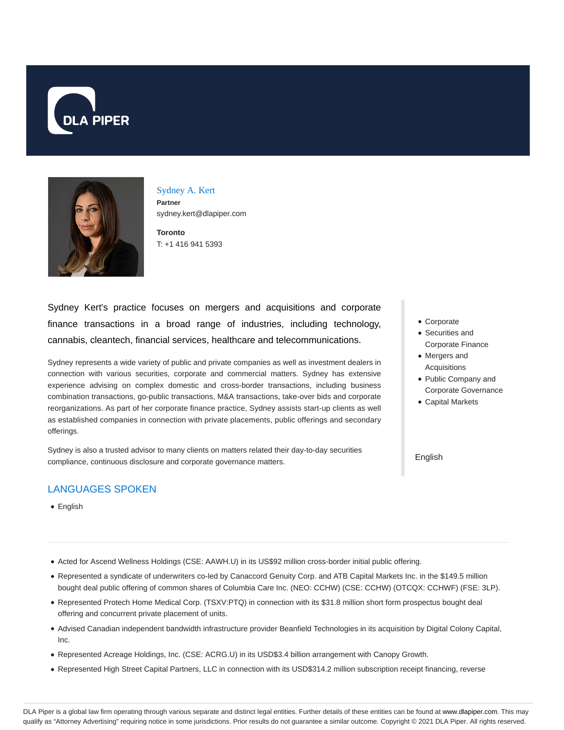DLA PIPER

# Sydney A. Kert

**Partner**

sydney.kert@dlapiper.com

**Toronto**

T: +1 416 941 5393

Sydney Kert's practice focuses on mergers and acquisitions and corporate finance transactions in a broad range of industries, including technology, cannabis, cleantech, financial services, healthcare and telecommunications.

Sydney represents a wide variety of public and private companies as well as investment dealers in connection with various securities, corporate and commercial matters. Sydney has extensive experience advising on complex domestic and cross-border transactions, including business combination transactions, go-public transactions, M&A transactions, take-over bids and corporate reorganizations. As part of her corporate finance practice, Sydney assists start-up clients as well as established companies in connection with private placements, public offerings and secondary offerings.

Sydney is also a trusted advisor to many clients on matters related their day-to-day securities compliance, continuous disclosure and corporate governance matters.

- Corporate
- Securities and Corporate Finance
- Mergers and Acquisitions
- Public Company and Corporate Governance
- Capital Markets

English

## LANGUAGES SPOKEN

- English

- Acted for Ascend Wellness Holdings (CSE: AAWH.U) in its US$92 million cross-border initial public offering.
- Represented a syndicate of underwriters co-led by Canaccord Genuity Corp. and ATB Capital Markets Inc. in the $149.5 million bought deal public offering of common shares of Columbia Care Inc. (NEO: CCHW) (CSE: CCHW) (OTCQX: CCHWF) (FSE: 3LP).
- Represented Protech Home Medical Corp. (TSXV:PTQ) in connection with its $31.8 million short form prospectus bought deal offering and concurrent private placement of units.
- Advised Canadian independent bandwidth infrastructure provider Beanfield Technologies in its acquisition by Digital Colony Capital, Inc.
- Represented Acreage Holdings, Inc. (CSE: ACRG.U) in its USD$3.4 billion arrangement with Canopy Growth.
- Represented High Street Capital Partners, LLC in connection with its USD$314.2 million subscription receipt financing, reverse

DLA Piper is a global law firm operating through various separate and distinct legal entities. Further details of these entities can be found at www.dlapiper.com. This may qualify as "Attorney Advertising" requiring notice in some jurisdictions. Prior results do not guarantee a similar outcome. Copyright © 2021 DLA Piper. All rights reserved.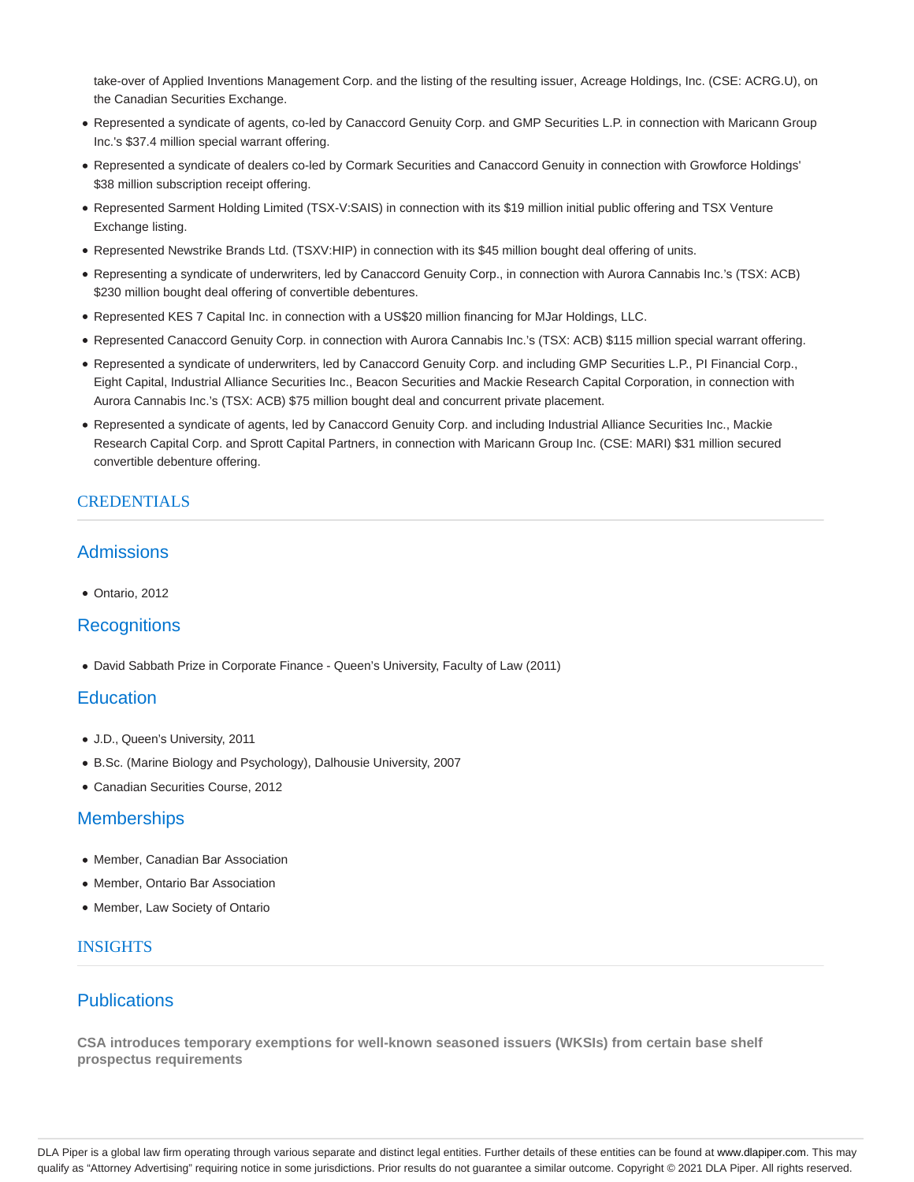take-over of Applied Inventions Management Corp. and the listing of the resulting issuer, Acreage Holdings, Inc. (CSE: ACRG.U), on the Canadian Securities Exchange.

- Represented a syndicate of agents, co-led by Canaccord Genuity Corp. and GMP Securities L.P. in connection with Maricann Group Inc.'s $37.4 million special warrant offering.
- Represented a syndicate of dealers co-led by Cormark Securities and Canaccord Genuity in connection with Growforce Holdings' $38 million subscription receipt offering.
- Represented Sarment Holding Limited (TSX-V:SAIS) in connection with its $19 million initial public offering and TSX Venture Exchange listing.
- Represented Newstrike Brands Ltd. (TSXV:HIP) in connection with its $45 million bought deal offering of units.
- Representing a syndicate of underwriters, led by Canaccord Genuity Corp., in connection with Aurora Cannabis Inc.'s (TSX: ACB) $230 million bought deal offering of convertible debentures.
- Represented KES 7 Capital Inc. in connection with a US$20 million financing for MJar Holdings, LLC.
- Represented Canaccord Genuity Corp. in connection with Aurora Cannabis Inc.'s (TSX: ACB) $115 million special warrant offering.
- Represented a syndicate of underwriters, led by Canaccord Genuity Corp. and including GMP Securities L.P., PI Financial Corp., Eight Capital, Industrial Alliance Securities Inc., Beacon Securities and Mackie Research Capital Corporation, in connection with Aurora Cannabis Inc.'s (TSX: ACB) $75 million bought deal and concurrent private placement.
- Represented a syndicate of agents, led by Canaccord Genuity Corp. and including Industrial Alliance Securities Inc., Mackie Research Capital Corp. and Sprott Capital Partners, in connection with Maricann Group Inc. (CSE: MARI) $31 million secured convertible debenture offering.

## CREDENTIALS

### Admissions

- Ontario, 2012

### Recognitions

- David Sabbath Prize in Corporate Finance - Queen's University, Faculty of Law (2011)

### Education

- J.D., Queen's University, 2011
- B.Sc. (Marine Biology and Psychology), Dalhousie University, 2007
- Canadian Securities Course, 2012

### Memberships

- Member, Canadian Bar Association
- Member, Ontario Bar Association
- Member, Law Society of Ontario

## INSIGHTS

### Publications

**CSA introduces temporary exemptions for well-known seasoned issuers (WKSIs) from certain base shelf prospectus requirements**

DLA Piper is a global law firm operating through various separate and distinct legal entities. Further details of these entities can be found at www.dlapiper.com. This may qualify as "Attorney Advertising" requiring notice in some jurisdictions. Prior results do not guarantee a similar outcome. Copyright © 2021 DLA Piper. All rights reserved.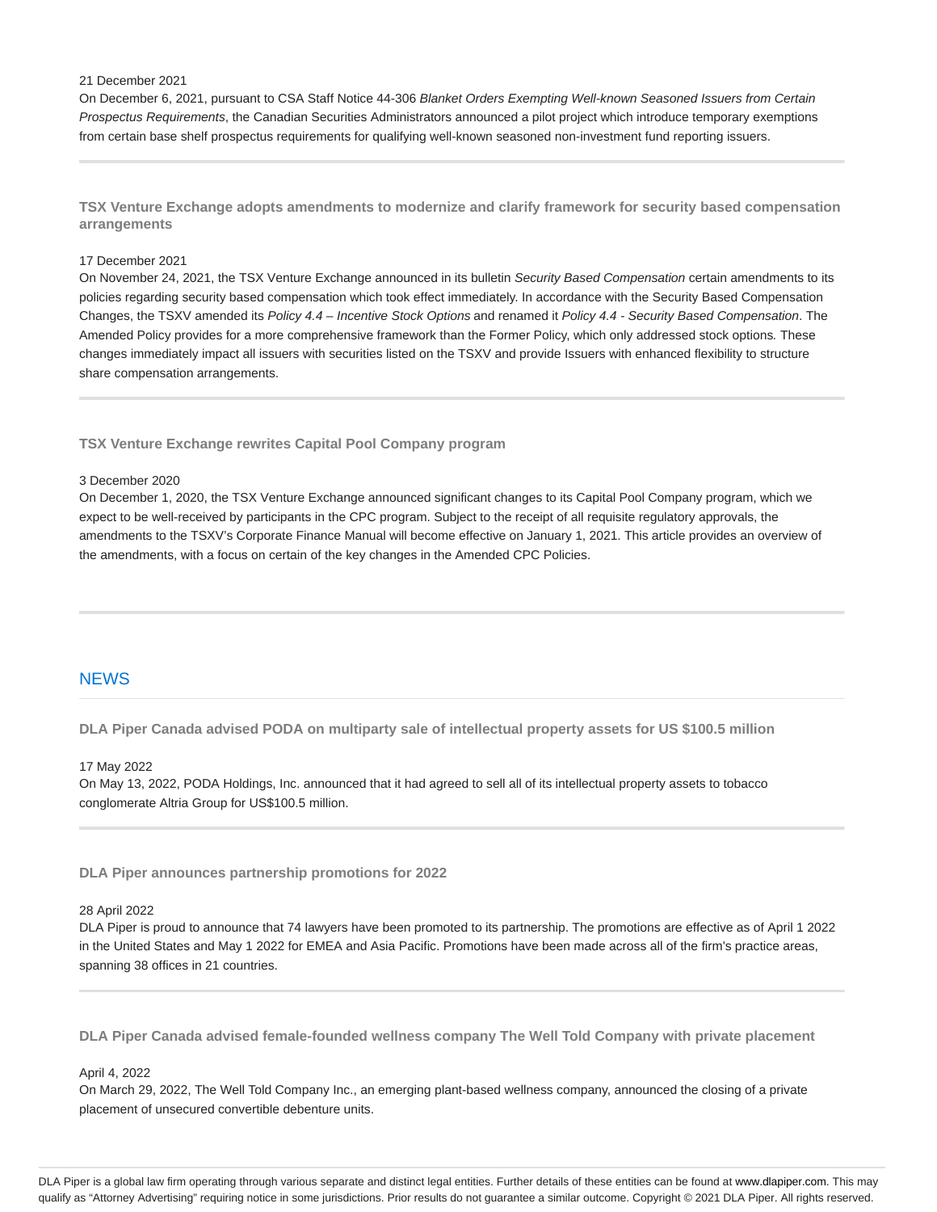21 December 2021

On December 6, 2021, pursuant to CSA Staff Notice 44-306 *Blanket Orders Exempting Well-known Seasoned Issuers from Certain Prospectus Requirements*, the Canadian Securities Administrators announced a pilot project which introduce temporary exemptions from certain base shelf prospectus requirements for qualifying well-known seasoned non-investment fund reporting issuers.

---

**TSX Venture Exchange adopts amendments to modernize and clarify framework for security based compensation arrangements**

17 December 2021

On November 24, 2021, the TSX Venture Exchange announced in its bulletin *Security Based Compensation* certain amendments to its policies regarding security based compensation which took effect immediately. In accordance with the Security Based Compensation Changes, the TSXV amended its *Policy 4.4 – Incentive Stock Options* and renamed it *Policy 4.4 - Security Based Compensation*. The Amended Policy provides for a more comprehensive framework than the Former Policy, which only addressed stock options. These changes immediately impact all issuers with securities listed on the TSXV and provide Issuers with enhanced flexibility to structure share compensation arrangements.

---

**TSX Venture Exchange rewrites Capital Pool Company program**

3 December 2020

On December 1, 2020, the TSX Venture Exchange announced significant changes to its Capital Pool Company program, which we expect to be well-received by participants in the CPC program. Subject to the receipt of all requisite regulatory approvals, the amendments to the TSXV's Corporate Finance Manual will become effective on January 1, 2021. This article provides an overview of the amendments, with a focus on certain of the key changes in the Amended CPC Policies.

---

## NEWS

**DLA Piper Canada advised PODA on multiparty sale of intellectual property assets for US $100.5 million**

17 May 2022

On May 13, 2022, PODA Holdings, Inc. announced that it had agreed to sell all of its intellectual property assets to tobacco conglomerate Altria Group for US$100.5 million.

---

**DLA Piper announces partnership promotions for 2022**

28 April 2022

DLA Piper is proud to announce that 74 lawyers have been promoted to its partnership. The promotions are effective as of April 1 2022 in the United States and May 1 2022 for EMEA and Asia Pacific. Promotions have been made across all of the firm's practice areas, spanning 38 offices in 21 countries.

---

**DLA Piper Canada advised female-founded wellness company The Well Told Company with private placement**

April 4, 2022

On March 29, 2022, The Well Told Company Inc., an emerging plant-based wellness company, announced the closing of a private placement of unsecured convertible debenture units.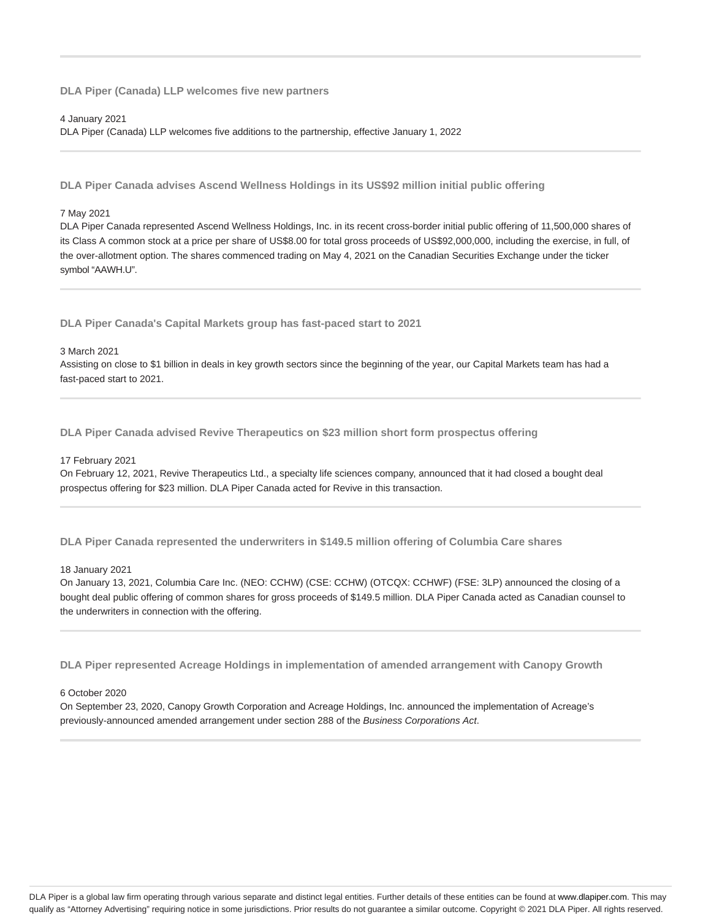**DLA Piper (Canada) LLP welcomes five new partners**

4 January 2021

DLA Piper (Canada) LLP welcomes five additions to the partnership, effective January 1, 2022

**DLA Piper Canada advises Ascend Wellness Holdings in its US$92 million initial public offering**

7 May 2021

DLA Piper Canada represented Ascend Wellness Holdings, Inc. in its recent cross-border initial public offering of 11,500,000 shares of its Class A common stock at a price per share of US$8.00 for total gross proceeds of US$92,000,000, including the exercise, in full, of the over-allotment option. The shares commenced trading on May 4, 2021 on the Canadian Securities Exchange under the ticker symbol "AAWH.U".

**DLA Piper Canada's Capital Markets group has fast-paced start to 2021**

3 March 2021

Assisting on close to $1 billion in deals in key growth sectors since the beginning of the year, our Capital Markets team has had a fast-paced start to 2021.

**DLA Piper Canada advised Revive Therapeutics on $23 million short form prospectus offering**

17 February 2021

On February 12, 2021, Revive Therapeutics Ltd., a specialty life sciences company, announced that it had closed a bought deal prospectus offering for $23 million. DLA Piper Canada acted for Revive in this transaction.

**DLA Piper Canada represented the underwriters in $149.5 million offering of Columbia Care shares**

18 January 2021

On January 13, 2021, Columbia Care Inc. (NEO: CCHW) (CSE: CCHW) (OTCQX: CCHWF) (FSE: 3LP) announced the closing of a bought deal public offering of common shares for gross proceeds of $149.5 million. DLA Piper Canada acted as Canadian counsel to the underwriters in connection with the offering.

**DLA Piper represented Acreage Holdings in implementation of amended arrangement with Canopy Growth**

6 October 2020

On September 23, 2020, Canopy Growth Corporation and Acreage Holdings, Inc. announced the implementation of Acreage's previously-announced amended arrangement under section 288 of the *Business Corporations Act*.

DLA Piper is a global law firm operating through various separate and distinct legal entities. Further details of these entities can be found at www.dlapiper.com. This may qualify as "Attorney Advertising" requiring notice in some jurisdictions. Prior results do not guarantee a similar outcome. Copyright © 2021 DLA Piper. All rights reserved.